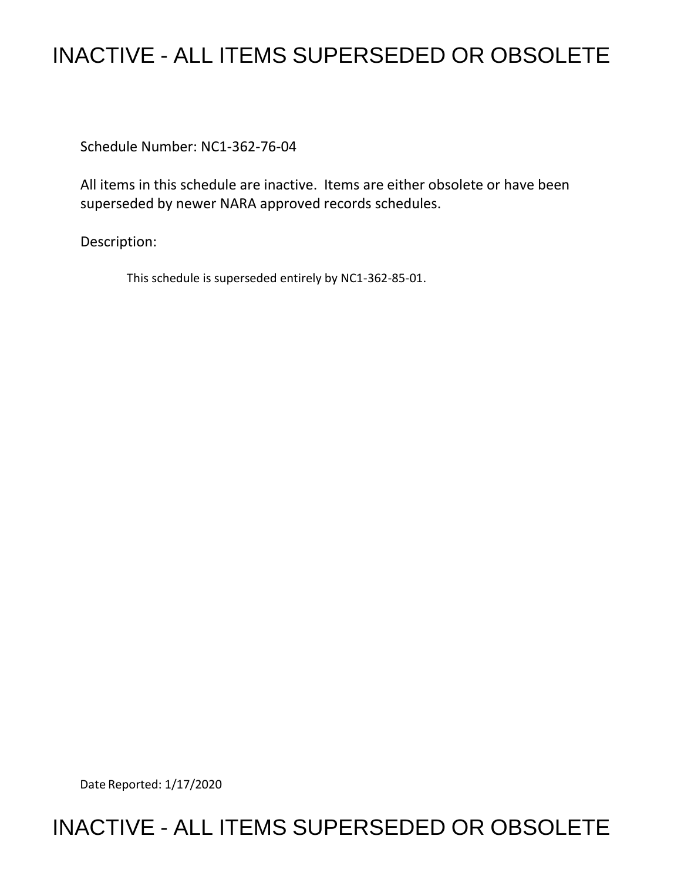# INACTIVE - ALL ITEMS SUPERSEDED OR OBSOLETE

Schedule Number: NC1-362-76-04

All items in this schedule are inactive. Items are either obsolete or have been superseded by newer NARA approved records schedules.

Description:

This schedule is superseded entirely by NC1-362-85-01.

Date Reported: 1/17/2020

# INACTIVE - ALL ITEMS SUPERSEDED OR OBSOLETE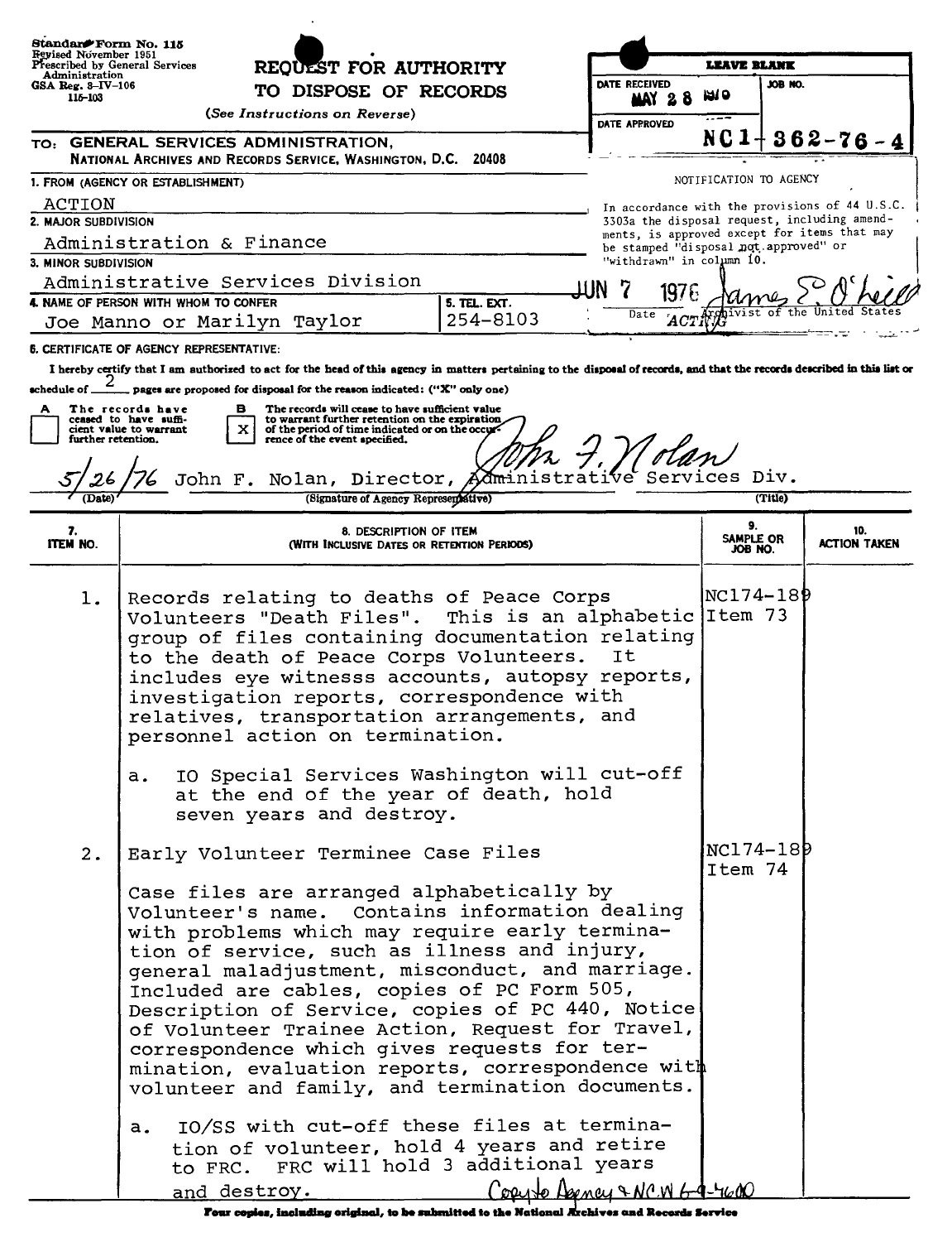Standard Form No. 115
Revised November 1951
Prescribed by General Services Administration
GSA Reg. 3-IV-106
115-103

# REQUEST FOR AUTHORITY TO DISPOSE OF RECORDS

*(See Instructions on Reverse)*

| LEAVE BLANK | |
|---|---|
| DATE RECEIVED MAY 28 1976 | JOB NO. |
| DATE APPROVED | NC1-362-76-4 |

TO: **GENERAL SERVICES ADMINISTRATION, NATIONAL ARCHIVES AND RECORDS SERVICE, WASHINGTON, D.C. 20408**

**1. FROM (AGENCY OR ESTABLISHMENT)**
ACTION

**2. MAJOR SUBDIVISION**
Administration & Finance

**3. MINOR SUBDIVISION**
Administrative Services Division

**4. NAME OF PERSON WITH WHOM TO CONFER**
Joe Manno or Marilyn Taylor

**5. TEL. EXT.**
254-8103

NOTIFICATION TO AGENCY

In accordance with the provisions of 44 U.S.C. 3303a the disposal request, including amendments, is approved except for items that may be stamped "disposal not approved" or "withdrawn" in column 10.

JUN 7 1976 — Date — James E. O'Neill — ACTING Archivist of the United States

**6. CERTIFICATE OF AGENCY REPRESENTATIVE:**

I hereby certify that I am authorized to act for the head of this agency in matters pertaining to the disposal of records, and that the records described in this list or schedule of 2 pages are proposed for disposal for the reason indicated: ("X" only one)

A [ ] The records have ceased to have sufficient value to warrant further retention.

B [X] The records will cease to have sufficient value to warrant further retention on the expiration of the period of time indicated or on the occurrence of the event specified.

5/26/76 — John F. Nolan — John F. Nolan, Director, Administrative Services Div.

(Date) (Signature of Agency Representative) (Title)

| 7. ITEM NO. | 8. DESCRIPTION OF ITEM (WITH INCLUSIVE DATES OR RETENTION PERIODS) | 9. SAMPLE OR JOB NO. | 10. ACTION TAKEN |
|---|---|---|---|
| 1. | Records relating to deaths of Peace Corps Volunteers "Death Files". This is an alphabetic group of files containing documentation relating to the death of Peace Corps Volunteers. It includes eye witnesss accounts, autopsy reports, investigation reports, correspondence with relatives, transportation arrangements, and personnel action on termination.<br><br>a. IO Special Services Washington will cut-off at the end of the year of death, hold seven years and destroy. | NC174-189 Item 73 | |
| 2. | Early Volunteer Terminee Case Files<br><br>Case files are arranged alphabetically by Volunteer's name. Contains information dealing with problems which may require early termination of service, such as illness and injury, general maladjustment, misconduct, and marriage. Included are cables, copies of PC Form 505, Description of Service, copies of PC 440, Notice of Volunteer Trainee Action, Request for Travel, correspondence which gives requests for termination, evaluation reports, correspondence with volunteer and family, and termination documents.<br><br>a. IO/SS with cut-off these files at termination of volunteer, hold 4 years and retire to FRC. FRC will hold 3 additional years and destroy. | NC174-189 Item 74 | |

Copy to Agency & NCW 6-9-76

**Four copies, including original, to be submitted to the National Archives and Records Service**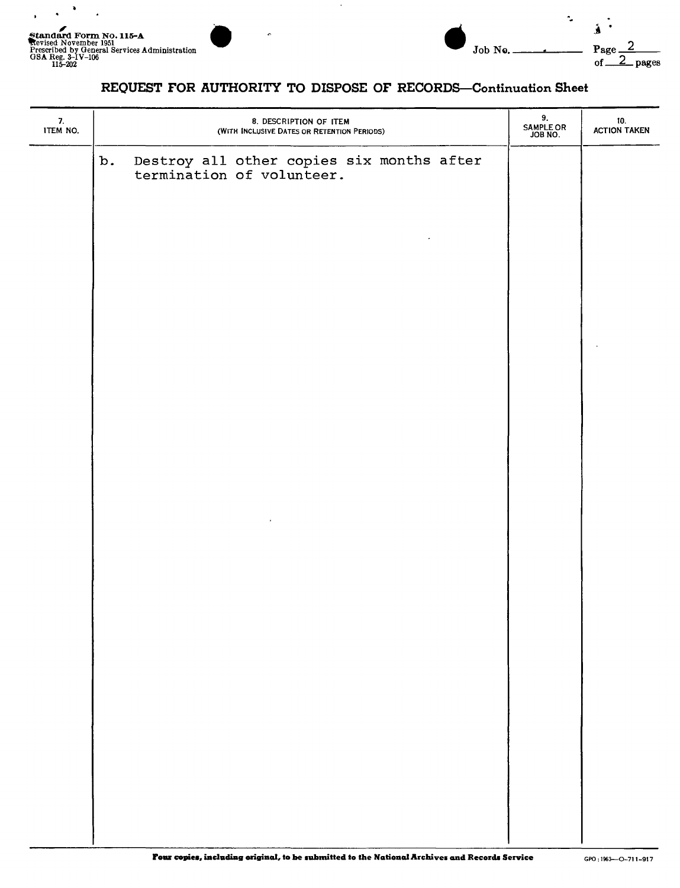Standard Form No. 115-A
Revised November 1951
Prescribed by General Services Administration
GSA Reg. 3-IV-106
115-202

Job No. ______

# REQUEST FOR AUTHORITY TO DISPOSE OF RECORDS—Continuation Sheet

| 7. ITEM NO. | 8. DESCRIPTION OF ITEM (WITH INCLUSIVE DATES OR RETENTION PERIODS) | 9. SAMPLE OR JOB NO. | 10. ACTION TAKEN |
|---|---|---|---|
| | b. Destroy all other copies six months after termination of volunteer. | | |

**Four copies, including original, to be submitted to the National Archives and Records Service**

GPO : 1963—O-711-917